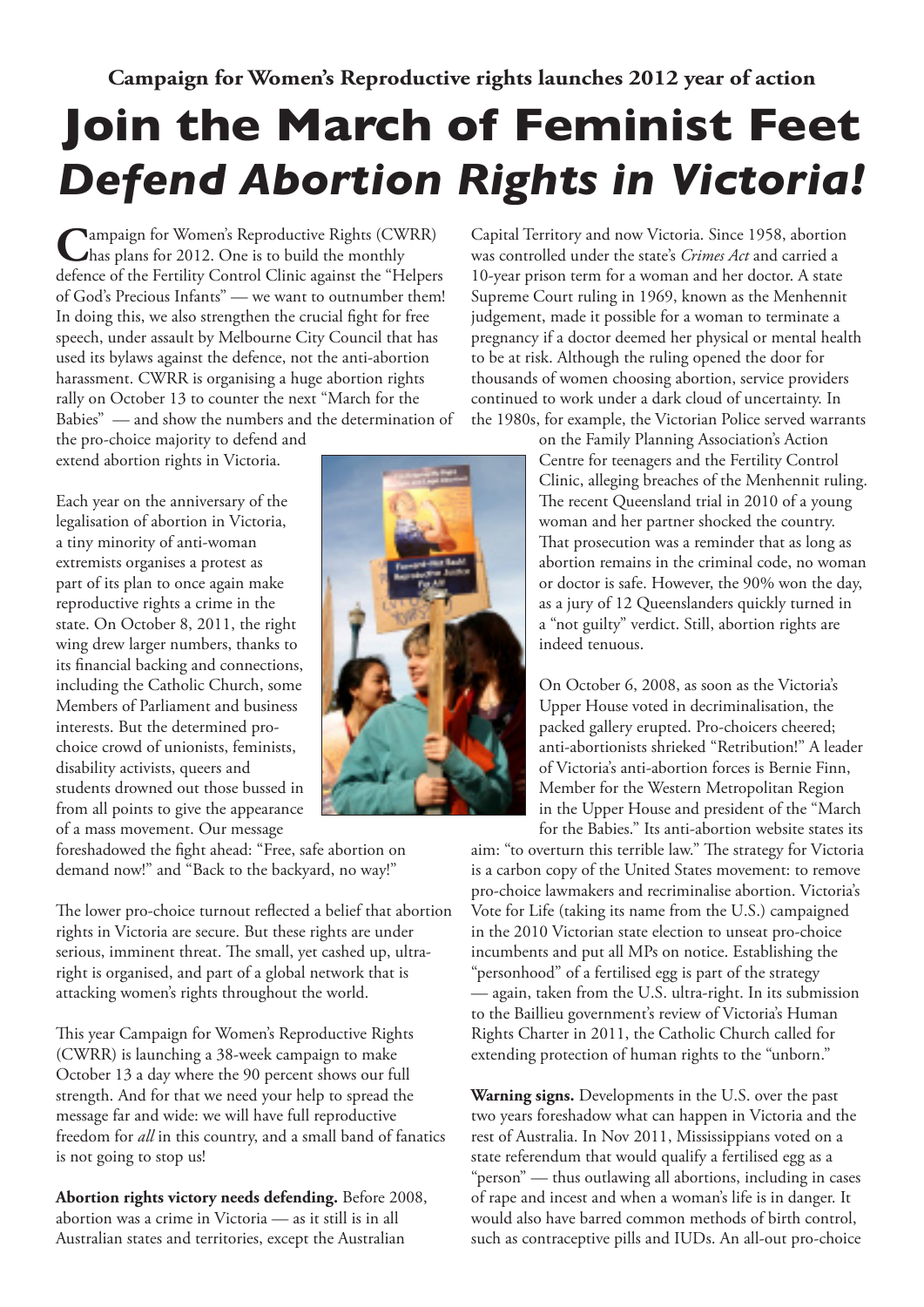**Campaign for Women's Reproductive rights launches 2012 year of action**

# Join the March of Feminist Feet

## *Defend Abortion Rights in Victoria!*

Campaign for Women's Reproductive Rights (CWRR) has plans for 2012. One is to build the monthly defence of the Fertility Control Clinic against the "Helpers of God's Precious Infants" — we want to outnumber them! In doing this, we also strengthen the crucial fight for free speech, under assault by Melbourne City Council that has used its bylaws against the defence, not the anti-abortion harassment. CWRR is organising a huge abortion rights rally on October 13 to counter the next "March for the Babies" — and show the numbers and the determination of the pro-choice majority to defend and extend abortion rights in Victoria.

Each year on the anniversary of the legalisation of abortion in Victoria, a tiny minority of anti-woman extremists organises a protest as part of its plan to once again make reproductive rights a crime in the state. On October 8, 2011, the right wing drew larger numbers, thanks to its financial backing and connections, including the Catholic Church, some Members of Parliament and business interests. But the determined pro-choice crowd of unionists, feminists, disability activists, queers and students drowned out those bussed in from all points to give the appearance of a mass movement. Our message foreshadowed the fight ahead: "Free, safe abortion on demand now!" and "Back to the backyard, no way!"

The lower pro-choice turnout reflected a belief that abortion rights in Victoria are secure. But these rights are under serious, imminent threat. The small, yet cashed up, ultra-right is organised, and part of a global network that is attacking women's rights throughout the world.

This year Campaign for Women's Reproductive Rights (CWRR) is launching a 38-week campaign to make October 13 a day where the 90 percent shows our full strength. And for that we need your help to spread the message far and wide: we will have full reproductive freedom for *all* in this country, and a small band of fanatics is not going to stop us!

**Abortion rights victory needs defending.** Before 2008, abortion was a crime in Victoria — as it still is in all Australian states and territories, except the Australian Capital Territory and now Victoria. Since 1958, abortion was controlled under the state's *Crimes Act* and carried a 10-year prison term for a woman and her doctor. A state Supreme Court ruling in 1969, known as the Menhennit judgement, made it possible for a woman to terminate a pregnancy if a doctor deemed her physical or mental health to be at risk. Although the ruling opened the door for thousands of women choosing abortion, service providers continued to work under a dark cloud of uncertainty. In the 1980s, for example, the Victorian Police served warrants on the Family Planning Association's Action Centre for teenagers and the Fertility Control Clinic, alleging breaches of the Menhennit ruling. The recent Queensland trial in 2010 of a young woman and her partner shocked the country. That prosecution was a reminder that as long as abortion remains in the criminal code, no woman or doctor is safe. However, the 90% won the day, as a jury of 12 Queenslanders quickly turned in a "not guilty" verdict. Still, abortion rights are indeed tenuous.

On October 6, 2008, as soon as the Victoria's Upper House voted in decriminalisation, the packed gallery erupted. Pro-choicers cheered; anti-abortionists shrieked "Retribution!" A leader of Victoria's anti-abortion forces is Bernie Finn, Member for the Western Metropolitan Region in the Upper House and president of the "March for the Babies." Its anti-abortion website states its aim: "to overturn this terrible law." The strategy for Victoria is a carbon copy of the United States movement: to remove pro-choice lawmakers and recriminalise abortion. Victoria's Vote for Life (taking its name from the U.S.) campaigned in the 2010 Victorian state election to unseat pro-choice incumbents and put all MPs on notice. Establishing the "personhood" of a fertilised egg is part of the strategy — again, taken from the U.S. ultra-right. In its submission to the Baillieu government's review of Victoria's Human Rights Charter in 2011, the Catholic Church called for extending protection of human rights to the "unborn."

**Warning signs.** Developments in the U.S. over the past two years foreshadow what can happen in Victoria and the rest of Australia. In Nov 2011, Mississippians voted on a state referendum that would qualify a fertilised egg as a "person" — thus outlawing all abortions, including in cases of rape and incest and when a woman's life is in danger. It would also have barred common methods of birth control, such as contraceptive pills and IUDs. An all-out pro-choice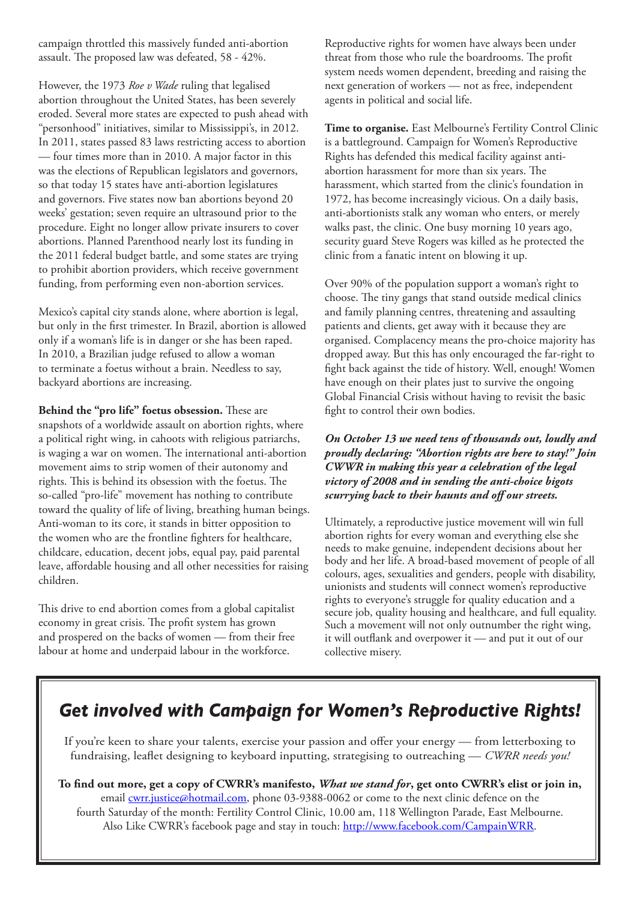campaign throttled this massively funded anti-abortion assault. The proposed law was defeated, 58 - 42%.

However, the 1973 *Roe v Wade* ruling that legalised abortion throughout the United States, has been severely eroded. Several more states are expected to push ahead with "personhood" initiatives, similar to Mississippi's, in 2012. In 2011, states passed 83 laws restricting access to abortion — four times more than in 2010. A major factor in this was the elections of Republican legislators and governors, so that today 15 states have anti-abortion legislatures and governors. Five states now ban abortions beyond 20 weeks' gestation; seven require an ultrasound prior to the procedure. Eight no longer allow private insurers to cover abortions. Planned Parenthood nearly lost its funding in the 2011 federal budget battle, and some states are trying to prohibit abortion providers, which receive government funding, from performing even non-abortion services.

Mexico's capital city stands alone, where abortion is legal, but only in the first trimester. In Brazil, abortion is allowed only if a woman's life is in danger or she has been raped. In 2010, a Brazilian judge refused to allow a woman to terminate a foetus without a brain. Needless to say, backyard abortions are increasing.

**Behind the "pro life" foetus obsession.** These are snapshots of a worldwide assault on abortion rights, where a political right wing, in cahoots with religious patriarchs, is waging a war on women. The international anti-abortion movement aims to strip women of their autonomy and rights. This is behind its obsession with the foetus. The so-called "pro-life" movement has nothing to contribute toward the quality of life of living, breathing human beings. Anti-woman to its core, it stands in bitter opposition to the women who are the frontline fighters for healthcare, childcare, education, decent jobs, equal pay, paid parental leave, affordable housing and all other necessities for raising children.

This drive to end abortion comes from a global capitalist economy in great crisis. The profit system has grown and prospered on the backs of women — from their free labour at home and underpaid labour in the workforce.

Reproductive rights for women have always been under threat from those who rule the boardrooms. The profit system needs women dependent, breeding and raising the next generation of workers — not as free, independent agents in political and social life.

**Time to organise.** East Melbourne's Fertility Control Clinic is a battleground. Campaign for Women's Reproductive Rights has defended this medical facility against anti-abortion harassment for more than six years. The harassment, which started from the clinic's foundation in 1972, has become increasingly vicious. On a daily basis, anti-abortionists stalk any woman who enters, or merely walks past, the clinic. One busy morning 10 years ago, security guard Steve Rogers was killed as he protected the clinic from a fanatic intent on blowing it up.

Over 90% of the population support a woman's right to choose. The tiny gangs that stand outside medical clinics and family planning centres, threatening and assaulting patients and clients, get away with it because they are organised. Complacency means the pro-choice majority has dropped away. But this has only encouraged the far-right to fight back against the tide of history. Well, enough! Women have enough on their plates just to survive the ongoing Global Financial Crisis without having to revisit the basic fight to control their own bodies.

***On October 13 we need tens of thousands out, loudly and proudly declaring: "Abortion rights are here to stay!" Join CWWR in making this year a celebration of the legal victory of 2008 and in sending the anti-choice bigots scurrying back to their haunts and off our streets.***

Ultimately, a reproductive justice movement will win full abortion rights for every woman and everything else she needs to make genuine, independent decisions about her body and her life. A broad-based movement of people of all colours, ages, sexualities and genders, people with disability, unionists and students will connect women's reproductive rights to everyone's struggle for quality education and a secure job, quality housing and healthcare, and full equality. Such a movement will not only outnumber the right wing, it will outflank and overpower it — and put it out of our collective misery.

## *Get involved with Campaign for Women's Reproductive Rights!*

If you're keen to share your talents, exercise your passion and offer your energy — from letterboxing to fundraising, leaflet designing to keyboard inputting, strategising to outreaching — *CWRR needs you!*

**To find out more, get a copy of CWRR's manifesto, *What we stand for*, get onto CWRR's elist or join in,** email cwrr.justice@hotmail.com, phone 03-9388-0062 or come to the next clinic defence on the fourth Saturday of the month: Fertility Control Clinic, 10.00 am, 118 Wellington Parade, East Melbourne. Also Like CWRR's facebook page and stay in touch: http://www.facebook.com/CampainWRR.